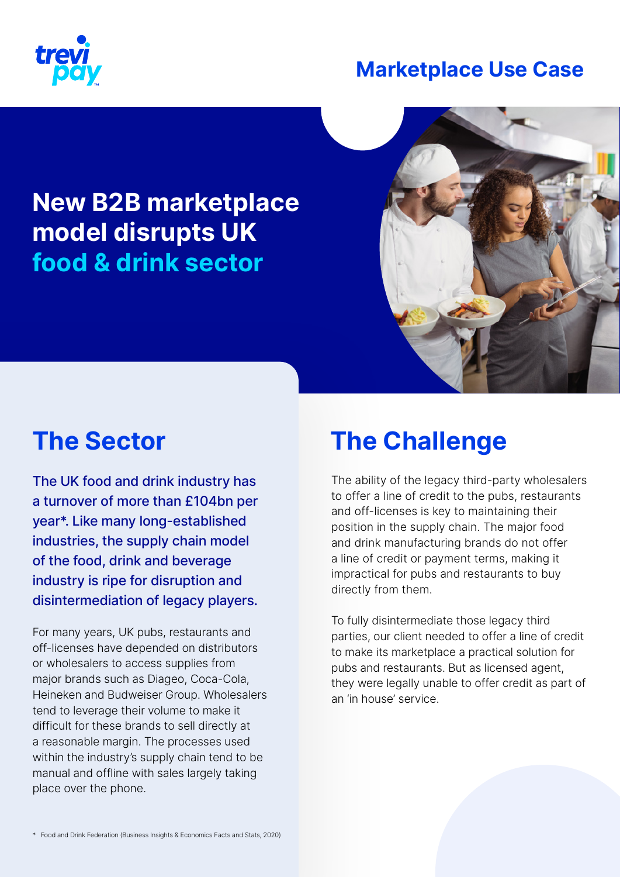**Marketplace Use Case**

# New B2B marketplace model disrupts UK food & drink sector

## The Sector

The UK food and drink industry has a turnover of more than £104bn per year*. Like many long-established industries, the supply chain model of the food, drink and beverage industry is ripe for disruption and disintermediation of legacy players.

For many years, UK pubs, restaurants and off-licenses have depended on distributors or wholesalers to access supplies from major brands such as Diageo, Coca-Cola, Heineken and Budweiser Group. Wholesalers tend to leverage their volume to make it difficult for these brands to sell directly at a reasonable margin. The processes used within the industry's supply chain tend to be manual and offline with sales largely taking place over the phone.

## The Challenge

The ability of the legacy third-party wholesalers to offer a line of credit to the pubs, restaurants and off-licenses is key to maintaining their position in the supply chain. The major food and drink manufacturing brands do not offer a line of credit or payment terms, making it impractical for pubs and restaurants to buy directly from them.

To fully disintermediate those legacy third parties, our client needed to offer a line of credit to make its marketplace a practical solution for pubs and restaurants. But as licensed agent, they were legally unable to offer credit as part of an 'in house' service.

* Food and Drink Federation (Business Insights & Economics Facts and Stats, 2020)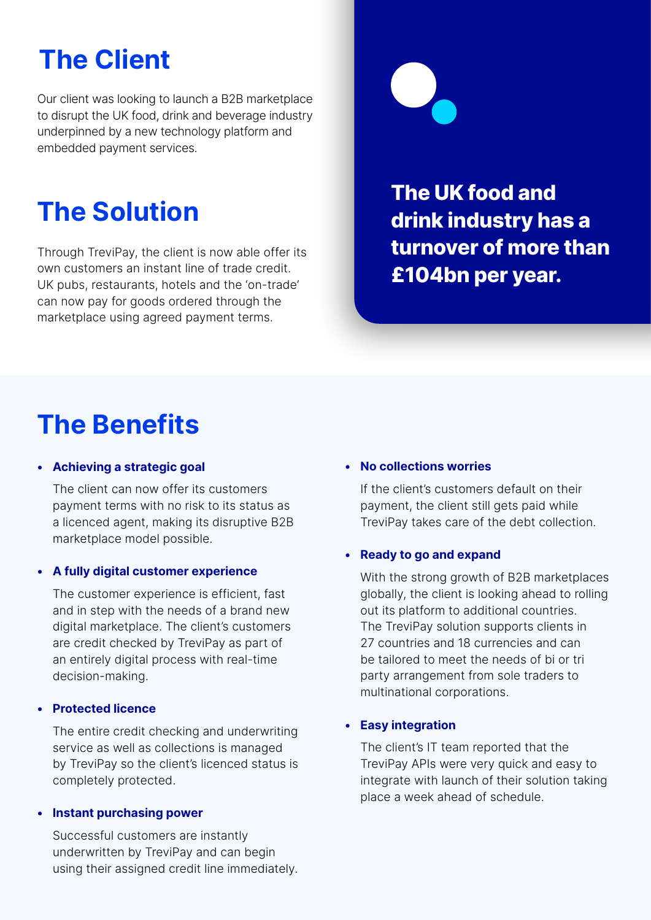## The Client

Our client was looking to launch a B2B marketplace to disrupt the UK food, drink and beverage industry underpinned by a new technology platform and embedded payment services.

## The Solution

Through TreviPay, the client is now able offer its own customers an instant line of trade credit. UK pubs, restaurants, hotels and the 'on-trade' can now pay for goods ordered through the marketplace using agreed payment terms.

**The UK food and drink industry has a turnover of more than £104bn per year.**

## The Benefits

- **Achieving a strategic goal**

  The client can now offer its customers payment terms with no risk to its status as a licenced agent, making its disruptive B2B marketplace model possible.

- **A fully digital customer experience**

  The customer experience is efficient, fast and in step with the needs of a brand new digital marketplace. The client's customers are credit checked by TreviPay as part of an entirely digital process with real-time decision-making.

- **Protected licence**

  The entire credit checking and underwriting service as well as collections is managed by TreviPay so the client's licenced status is completely protected.

- **Instant purchasing power**

  Successful customers are instantly underwritten by TreviPay and can begin using their assigned credit line immediately.

- **No collections worries**

  If the client's customers default on their payment, the client still gets paid while TreviPay takes care of the debt collection.

- **Ready to go and expand**

  With the strong growth of B2B marketplaces globally, the client is looking ahead to rolling out its platform to additional countries. The TreviPay solution supports clients in 27 countries and 18 currencies and can be tailored to meet the needs of bi or tri party arrangement from sole traders to multinational corporations.

- **Easy integration**

  The client's IT team reported that the TreviPay APIs were very quick and easy to integrate with launch of their solution taking place a week ahead of schedule.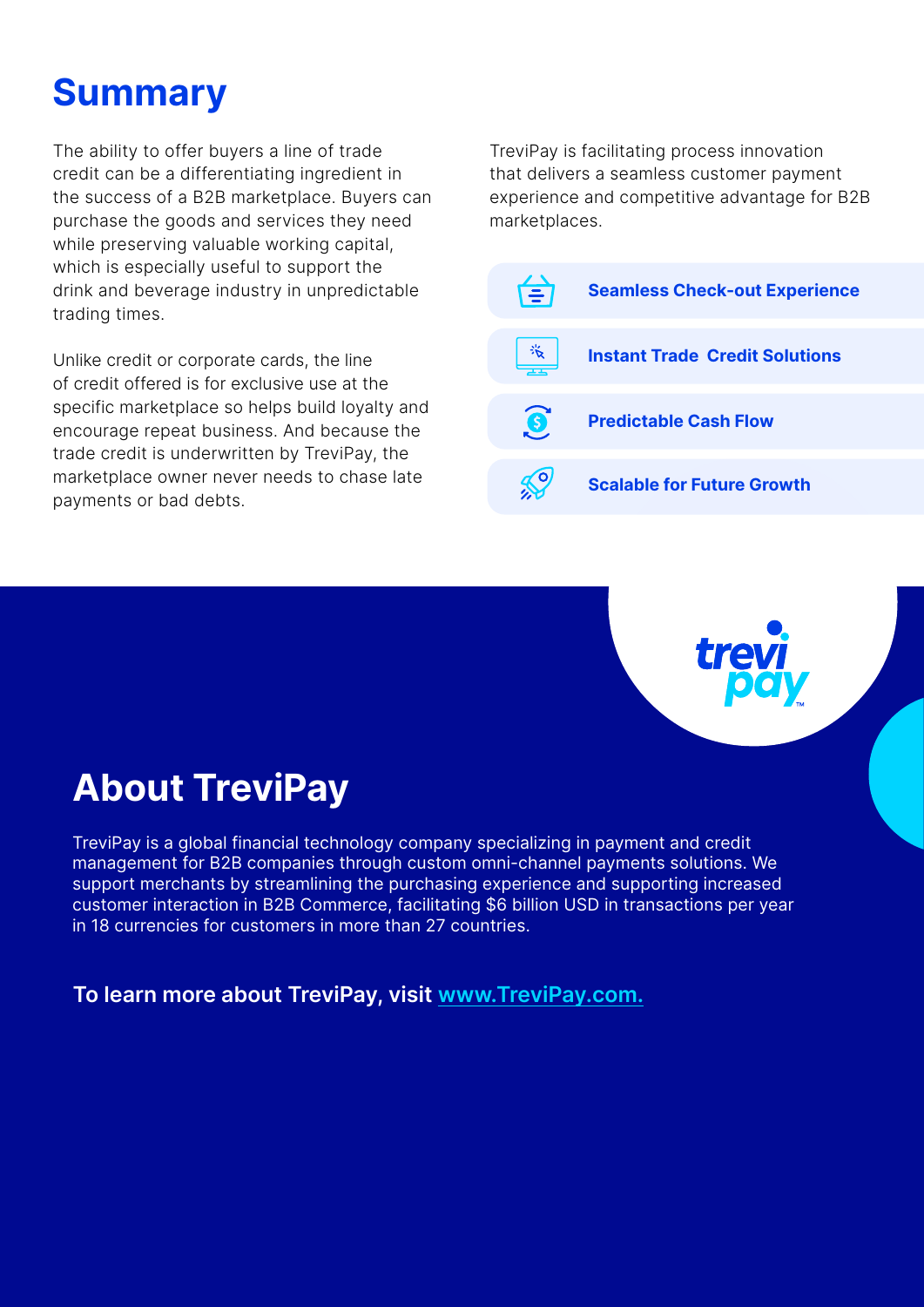# Summary

The ability to offer buyers a line of trade credit can be a differentiating ingredient in the success of a B2B marketplace. Buyers can purchase the goods and services they need while preserving valuable working capital, which is especially useful to support the drink and beverage industry in unpredictable trading times.

Unlike credit or corporate cards, the line of credit offered is for exclusive use at the specific marketplace so helps build loyalty and encourage repeat business. And because the trade credit is underwritten by TreviPay, the marketplace owner never needs to chase late payments or bad debts.

TreviPay is facilitating process innovation that delivers a seamless customer payment experience and competitive advantage for B2B marketplaces.

- **Seamless Check-out Experience**
- **Instant Trade Credit Solutions**
- **Predictable Cash Flow**
- **Scalable for Future Growth**

## About TreviPay

TreviPay is a global financial technology company specializing in payment and credit management for B2B companies through custom omni-channel payments solutions. We support merchants by streamlining the purchasing experience and supporting increased customer interaction in B2B Commerce, facilitating $6 billion USD in transactions per year in 18 currencies for customers in more than 27 countries.

**To learn more about TreviPay, visit [www.TreviPay.com.](http://www.TreviPay.com)**